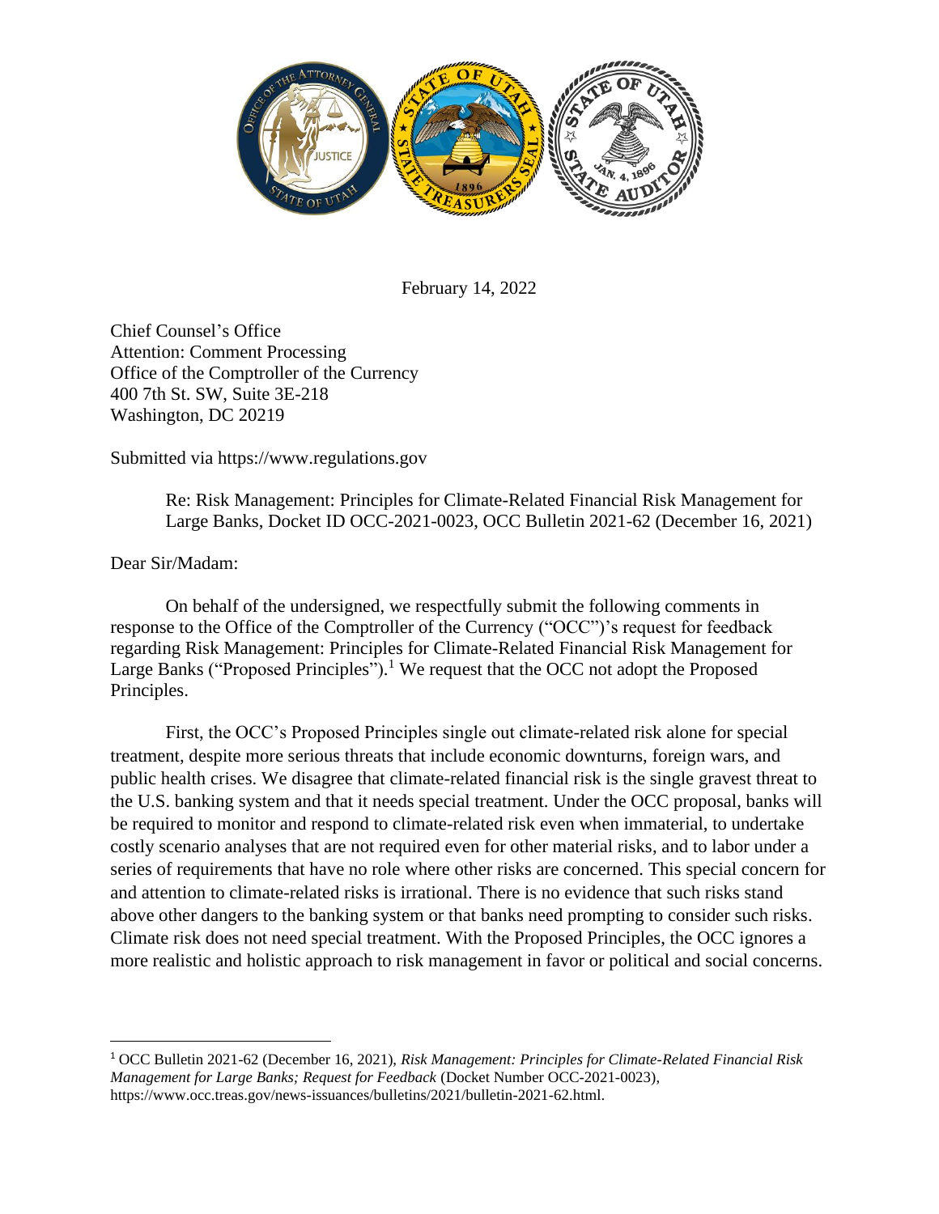February 14, 2022

Chief Counsel's Office
Attention: Comment Processing
Office of the Comptroller of the Currency
400 7th St. SW, Suite 3E-218
Washington, DC 20219

Submitted via https://www.regulations.gov

Re: Risk Management: Principles for Climate-Related Financial Risk Management for Large Banks, Docket ID OCC-2021-0023, OCC Bulletin 2021-62 (December 16, 2021)

Dear Sir/Madam:

On behalf of the undersigned, we respectfully submit the following comments in response to the Office of the Comptroller of the Currency ("OCC")'s request for feedback regarding Risk Management: Principles for Climate-Related Financial Risk Management for Large Banks ("Proposed Principles").[1] We request that the OCC not adopt the Proposed Principles.

First, the OCC's Proposed Principles single out climate-related risk alone for special treatment, despite more serious threats that include economic downturns, foreign wars, and public health crises. We disagree that climate-related financial risk is the single gravest threat to the U.S. banking system and that it needs special treatment. Under the OCC proposal, banks will be required to monitor and respond to climate-related risk even when immaterial, to undertake costly scenario analyses that are not required even for other material risks, and to labor under a series of requirements that have no role where other risks are concerned. This special concern for and attention to climate-related risks is irrational. There is no evidence that such risks stand above other dangers to the banking system or that banks need prompting to consider such risks. Climate risk does not need special treatment. With the Proposed Principles, the OCC ignores a more realistic and holistic approach to risk management in favor or political and social concerns.

[1] OCC Bulletin 2021-62 (December 16, 2021), *Risk Management: Principles for Climate-Related Financial Risk Management for Large Banks; Request for Feedback* (Docket Number OCC-2021-0023), https://www.occ.treas.gov/news-issuances/bulletins/2021/bulletin-2021-62.html.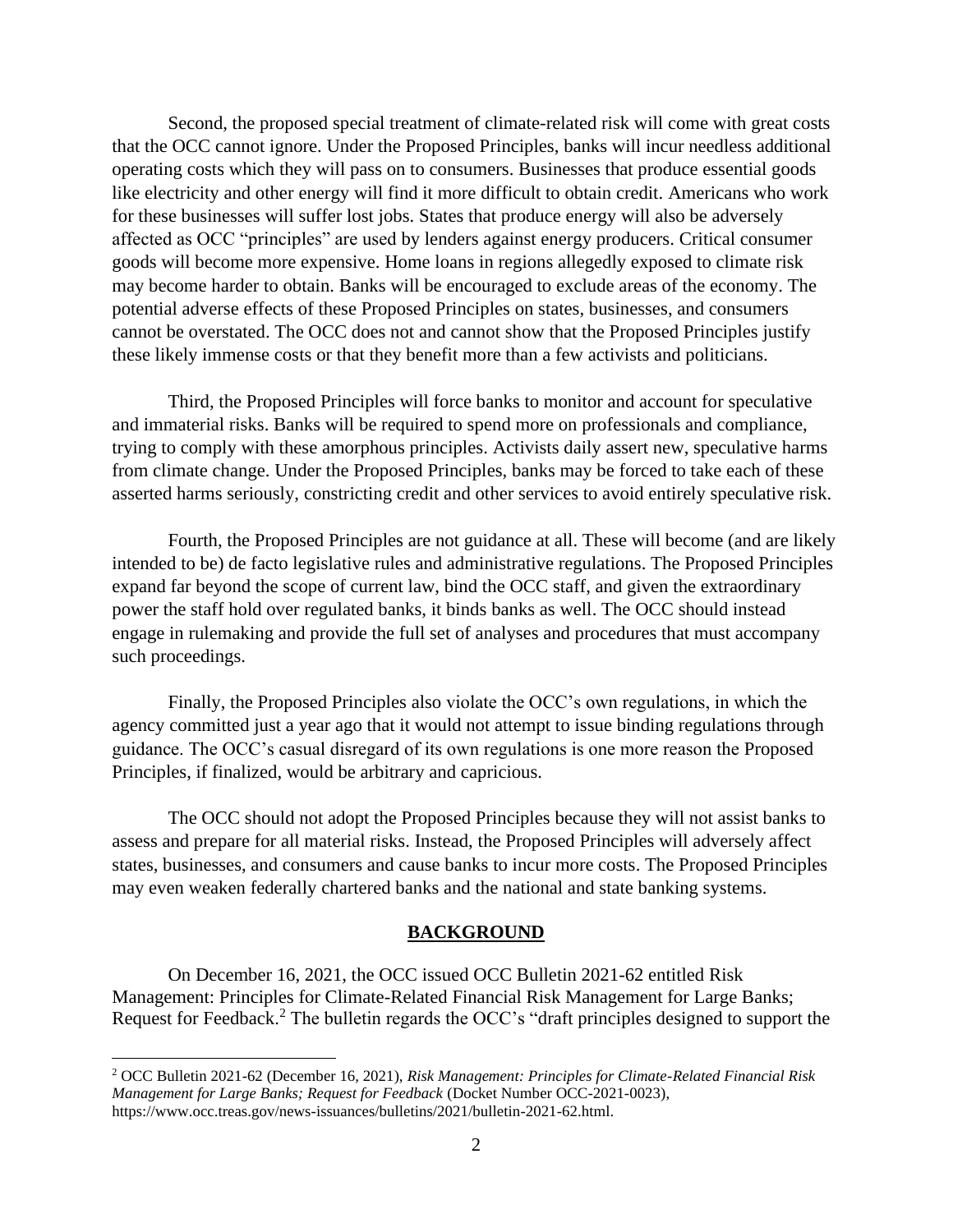Second, the proposed special treatment of climate-related risk will come with great costs that the OCC cannot ignore. Under the Proposed Principles, banks will incur needless additional operating costs which they will pass on to consumers. Businesses that produce essential goods like electricity and other energy will find it more difficult to obtain credit. Americans who work for these businesses will suffer lost jobs. States that produce energy will also be adversely affected as OCC "principles" are used by lenders against energy producers. Critical consumer goods will become more expensive. Home loans in regions allegedly exposed to climate risk may become harder to obtain. Banks will be encouraged to exclude areas of the economy. The potential adverse effects of these Proposed Principles on states, businesses, and consumers cannot be overstated. The OCC does not and cannot show that the Proposed Principles justify these likely immense costs or that they benefit more than a few activists and politicians.

Third, the Proposed Principles will force banks to monitor and account for speculative and immaterial risks. Banks will be required to spend more on professionals and compliance, trying to comply with these amorphous principles. Activists daily assert new, speculative harms from climate change. Under the Proposed Principles, banks may be forced to take each of these asserted harms seriously, constricting credit and other services to avoid entirely speculative risk.

Fourth, the Proposed Principles are not guidance at all. These will become (and are likely intended to be) de facto legislative rules and administrative regulations. The Proposed Principles expand far beyond the scope of current law, bind the OCC staff, and given the extraordinary power the staff hold over regulated banks, it binds banks as well. The OCC should instead engage in rulemaking and provide the full set of analyses and procedures that must accompany such proceedings.

Finally, the Proposed Principles also violate the OCC's own regulations, in which the agency committed just a year ago that it would not attempt to issue binding regulations through guidance. The OCC's casual disregard of its own regulations is one more reason the Proposed Principles, if finalized, would be arbitrary and capricious.

The OCC should not adopt the Proposed Principles because they will not assist banks to assess and prepare for all material risks. Instead, the Proposed Principles will adversely affect states, businesses, and consumers and cause banks to incur more costs. The Proposed Principles may even weaken federally chartered banks and the national and state banking systems.

## BACKGROUND

On December 16, 2021, the OCC issued OCC Bulletin 2021-62 entitled Risk Management: Principles for Climate-Related Financial Risk Management for Large Banks; Request for Feedback.[2] The bulletin regards the OCC's "draft principles designed to support the

[2] OCC Bulletin 2021-62 (December 16, 2021), *Risk Management: Principles for Climate-Related Financial Risk Management for Large Banks; Request for Feedback* (Docket Number OCC-2021-0023), https://www.occ.treas.gov/news-issuances/bulletins/2021/bulletin-2021-62.html.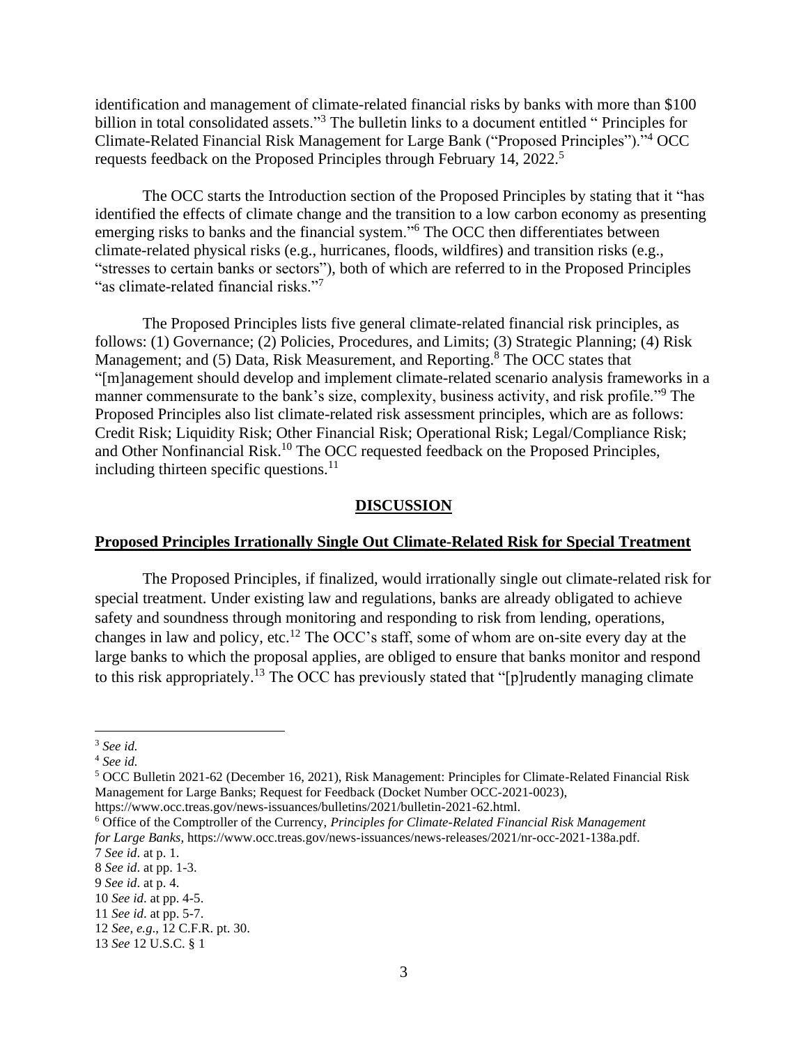identification and management of climate-related financial risks by banks with more than $100 billion in total consolidated assets."[3] The bulletin links to a document entitled " Principles for Climate-Related Financial Risk Management for Large Bank ("Proposed Principles")."[4] OCC requests feedback on the Proposed Principles through February 14, 2022.[5]

The OCC starts the Introduction section of the Proposed Principles by stating that it "has identified the effects of climate change and the transition to a low carbon economy as presenting emerging risks to banks and the financial system."[6] The OCC then differentiates between climate-related physical risks (e.g., hurricanes, floods, wildfires) and transition risks (e.g., "stresses to certain banks or sectors"), both of which are referred to in the Proposed Principles "as climate-related financial risks."[7]

The Proposed Principles lists five general climate-related financial risk principles, as follows: (1) Governance; (2) Policies, Procedures, and Limits; (3) Strategic Planning; (4) Risk Management; and (5) Data, Risk Measurement, and Reporting.[8] The OCC states that "[m]anagement should develop and implement climate-related scenario analysis frameworks in a manner commensurate to the bank's size, complexity, business activity, and risk profile."[9] The Proposed Principles also list climate-related risk assessment principles, which are as follows: Credit Risk; Liquidity Risk; Other Financial Risk; Operational Risk; Legal/Compliance Risk; and Other Nonfinancial Risk.[10] The OCC requested feedback on the Proposed Principles, including thirteen specific questions.[11]

## DISCUSSION

### Proposed Principles Irrationally Single Out Climate-Related Risk for Special Treatment

The Proposed Principles, if finalized, would irrationally single out climate-related risk for special treatment. Under existing law and regulations, banks are already obligated to achieve safety and soundness through monitoring and responding to risk from lending, operations, changes in law and policy, etc.[12] The OCC's staff, some of whom are on-site every day at the large banks to which the proposal applies, are obliged to ensure that banks monitor and respond to this risk appropriately.[13] The OCC has previously stated that "[p]rudently managing climate

---

[3] *See id.*

[4] *See id.*

[5] OCC Bulletin 2021-62 (December 16, 2021), Risk Management: Principles for Climate-Related Financial Risk Management for Large Banks; Request for Feedback (Docket Number OCC-2021-0023), https://www.occ.treas.gov/news-issuances/bulletins/2021/bulletin-2021-62.html.

[6] Office of the Comptroller of the Currency, *Principles for Climate-Related Financial Risk Management for Large Banks*, https://www.occ.treas.gov/news-issuances/news-releases/2021/nr-occ-2021-138a.pdf.

7 *See id*. at p. 1.

8 *See id*. at pp. 1-3.

9 *See id*. at p. 4.

10 *See id*. at pp. 4-5.

11 *See id*. at pp. 5-7.

12 *See, e.g*., 12 C.F.R. pt. 30.

13 *See* 12 U.S.C. § 1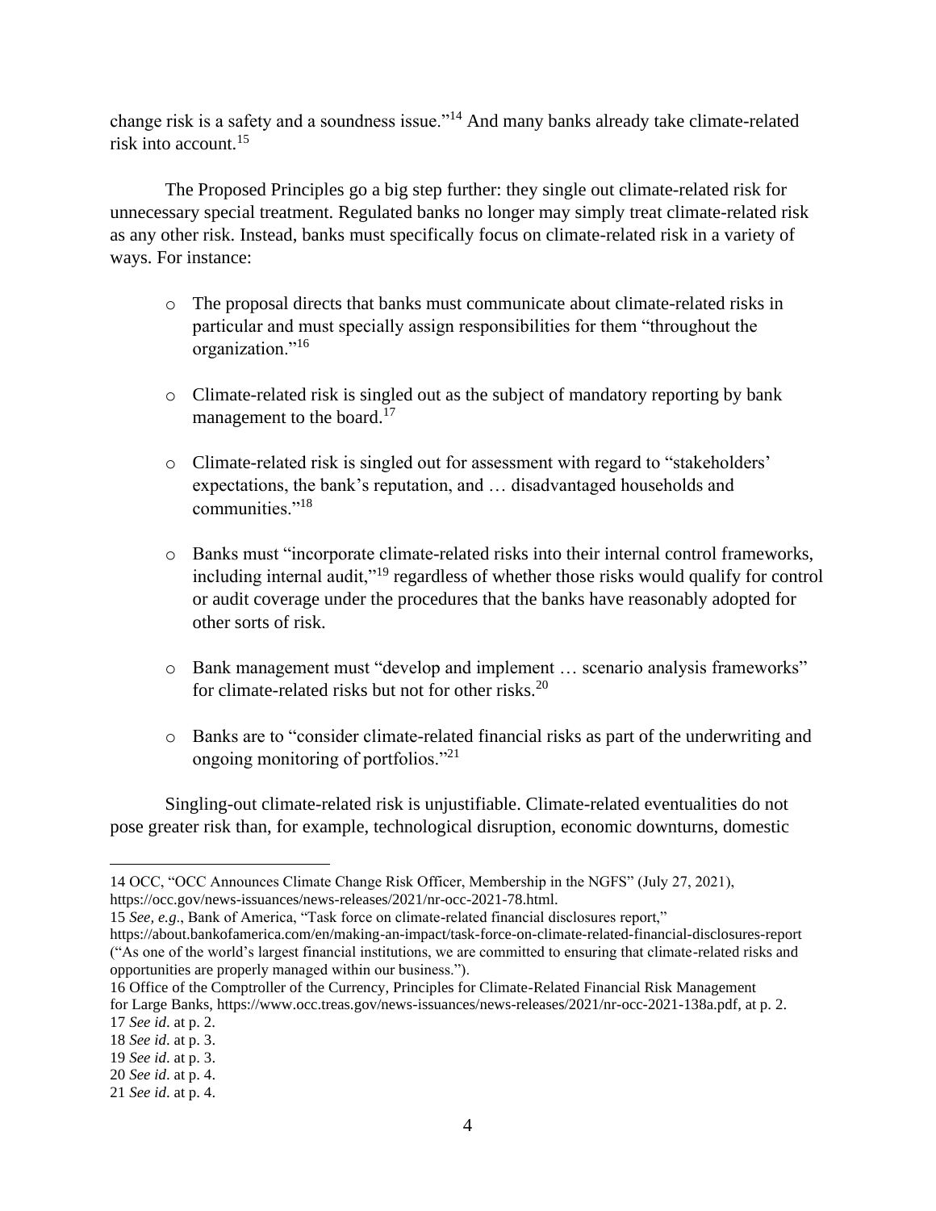change risk is a safety and a soundness issue."[14] And many banks already take climate-related risk into account.[15]

The Proposed Principles go a big step further: they single out climate-related risk for unnecessary special treatment. Regulated banks no longer may simply treat climate-related risk as any other risk. Instead, banks must specifically focus on climate-related risk in a variety of ways. For instance:

- The proposal directs that banks must communicate about climate-related risks in particular and must specially assign responsibilities for them "throughout the organization."[16]
- Climate-related risk is singled out as the subject of mandatory reporting by bank management to the board.[17]
- Climate-related risk is singled out for assessment with regard to "stakeholders' expectations, the bank's reputation, and … disadvantaged households and communities."[18]
- Banks must "incorporate climate-related risks into their internal control frameworks, including internal audit,"[19] regardless of whether those risks would qualify for control or audit coverage under the procedures that the banks have reasonably adopted for other sorts of risk.
- Bank management must "develop and implement … scenario analysis frameworks" for climate-related risks but not for other risks.[20]
- Banks are to "consider climate-related financial risks as part of the underwriting and ongoing monitoring of portfolios."[21]

Singling-out climate-related risk is unjustifiable. Climate-related eventualities do not pose greater risk than, for example, technological disruption, economic downturns, domestic

---

14 OCC, "OCC Announces Climate Change Risk Officer, Membership in the NGFS" (July 27, 2021), https://occ.gov/news-issuances/news-releases/2021/nr-occ-2021-78.html.

15 *See, e.g.*, Bank of America, "Task force on climate-related financial disclosures report," https://about.bankofamerica.com/en/making-an-impact/task-force-on-climate-related-financial-disclosures-report ("As one of the world's largest financial institutions, we are committed to ensuring that climate-related risks and opportunities are properly managed within our business.").

16 Office of the Comptroller of the Currency, Principles for Climate-Related Financial Risk Management for Large Banks, https://www.occ.treas.gov/news-issuances/news-releases/2021/nr-occ-2021-138a.pdf, at p. 2.

17 *See id*. at p. 2.

18 *See id*. at p. 3.

19 *See id*. at p. 3.

20 *See id*. at p. 4.

21 *See id*. at p. 4.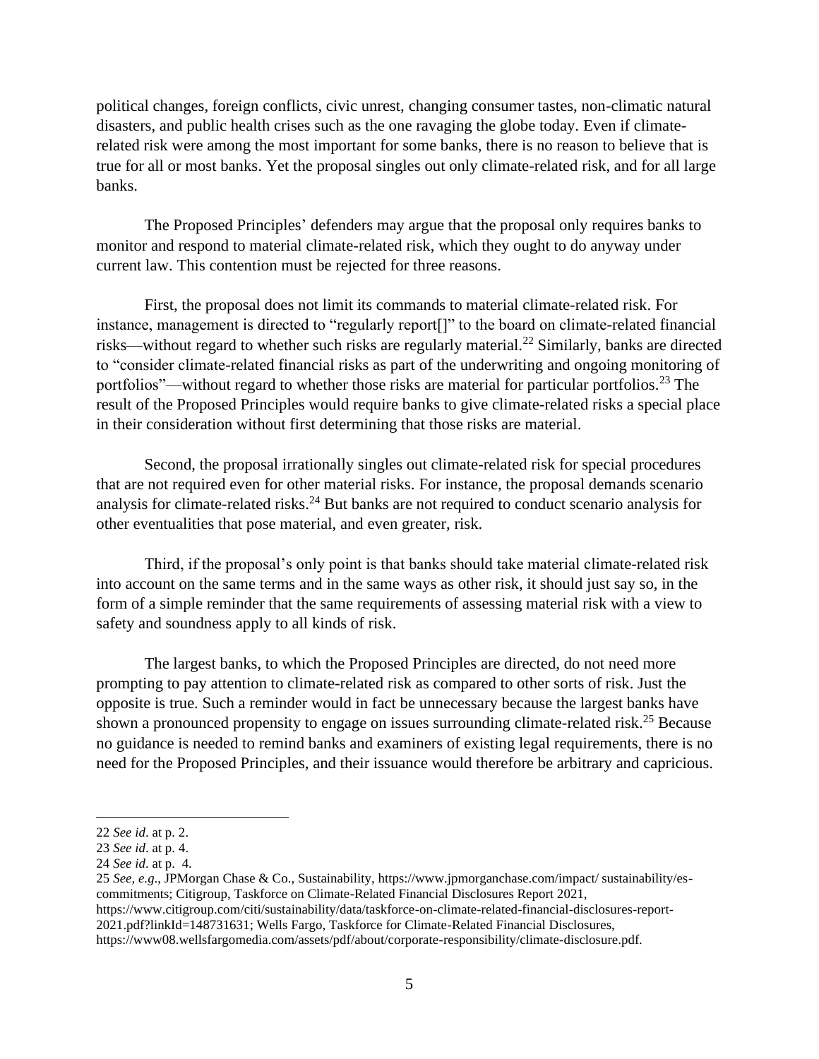political changes, foreign conflicts, civic unrest, changing consumer tastes, non-climatic natural disasters, and public health crises such as the one ravaging the globe today. Even if climate-related risk were among the most important for some banks, there is no reason to believe that is true for all or most banks. Yet the proposal singles out only climate-related risk, and for all large banks.

The Proposed Principles' defenders may argue that the proposal only requires banks to monitor and respond to material climate-related risk, which they ought to do anyway under current law. This contention must be rejected for three reasons.

First, the proposal does not limit its commands to material climate-related risk. For instance, management is directed to "regularly report[]" to the board on climate-related financial risks—without regard to whether such risks are regularly material.[22] Similarly, banks are directed to "consider climate-related financial risks as part of the underwriting and ongoing monitoring of portfolios"—without regard to whether those risks are material for particular portfolios.[23] The result of the Proposed Principles would require banks to give climate-related risks a special place in their consideration without first determining that those risks are material.

Second, the proposal irrationally singles out climate-related risk for special procedures that are not required even for other material risks. For instance, the proposal demands scenario analysis for climate-related risks.[24] But banks are not required to conduct scenario analysis for other eventualities that pose material, and even greater, risk.

Third, if the proposal's only point is that banks should take material climate-related risk into account on the same terms and in the same ways as other risk, it should just say so, in the form of a simple reminder that the same requirements of assessing material risk with a view to safety and soundness apply to all kinds of risk.

The largest banks, to which the Proposed Principles are directed, do not need more prompting to pay attention to climate-related risk as compared to other sorts of risk. Just the opposite is true. Such a reminder would in fact be unnecessary because the largest banks have shown a pronounced propensity to engage on issues surrounding climate-related risk.[25] Because no guidance is needed to remind banks and examiners of existing legal requirements, there is no need for the Proposed Principles, and their issuance would therefore be arbitrary and capricious.

---

22 *See id*. at p. 2.

23 *See id*. at p. 4.

24 *See id*. at p. 4.

25 *See, e.g*., JPMorgan Chase & Co., Sustainability, https://www.jpmorganchase.com/impact/ sustainability/es-commitments; Citigroup, Taskforce on Climate-Related Financial Disclosures Report 2021, https://www.citigroup.com/citi/sustainability/data/taskforce-on-climate-related-financial-disclosures-report-2021.pdf?linkId=148731631; Wells Fargo, Taskforce for Climate-Related Financial Disclosures, https://www08.wellsfargomedia.com/assets/pdf/about/corporate-responsibility/climate-disclosure.pdf.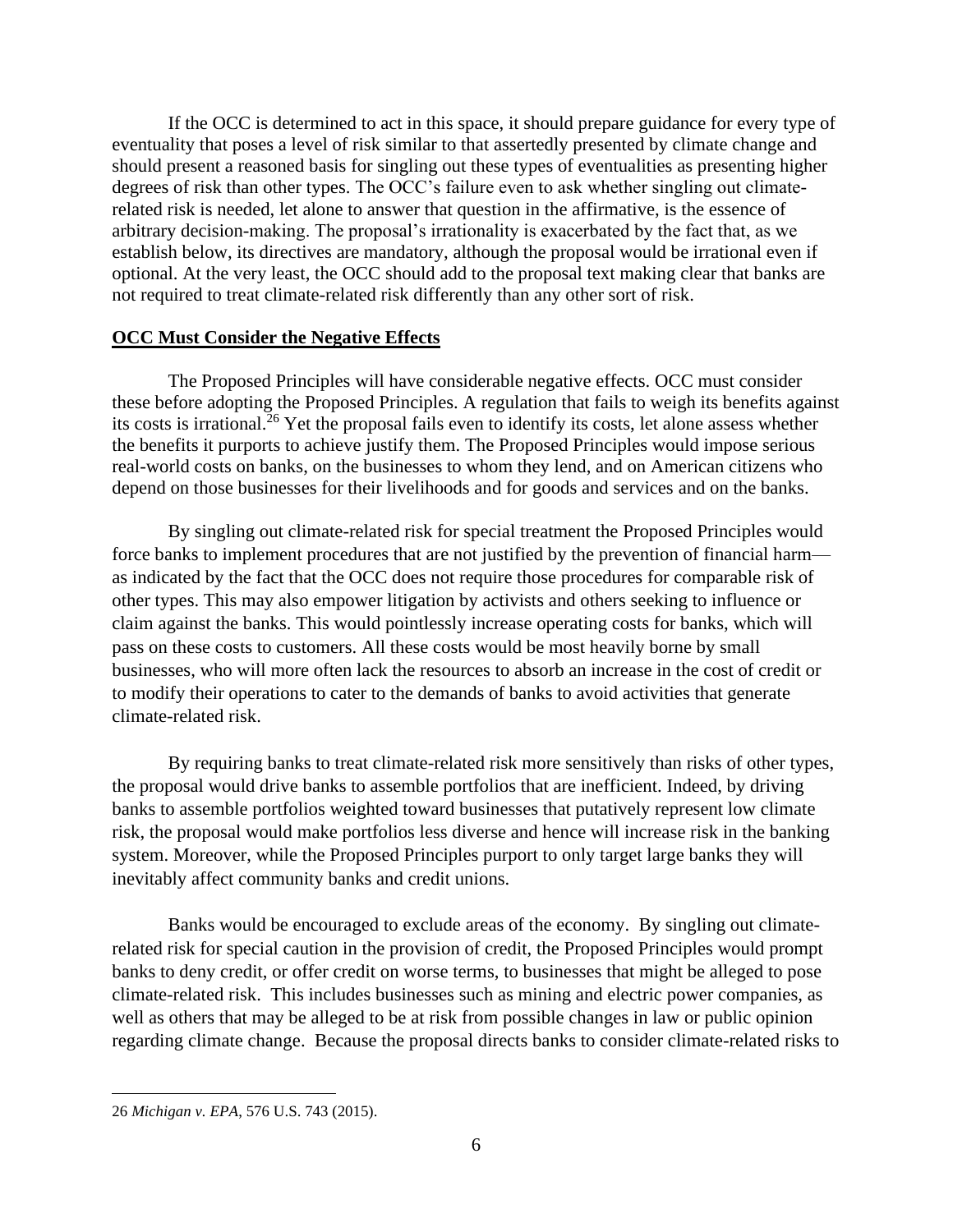If the OCC is determined to act in this space, it should prepare guidance for every type of eventuality that poses a level of risk similar to that assertedly presented by climate change and should present a reasoned basis for singling out these types of eventualities as presenting higher degrees of risk than other types. The OCC's failure even to ask whether singling out climate-related risk is needed, let alone to answer that question in the affirmative, is the essence of arbitrary decision-making. The proposal's irrationality is exacerbated by the fact that, as we establish below, its directives are mandatory, although the proposal would be irrational even if optional. At the very least, the OCC should add to the proposal text making clear that banks are not required to treat climate-related risk differently than any other sort of risk.

**OCC Must Consider the Negative Effects**

The Proposed Principles will have considerable negative effects. OCC must consider these before adopting the Proposed Principles. A regulation that fails to weigh its benefits against its costs is irrational.[26] Yet the proposal fails even to identify its costs, let alone assess whether the benefits it purports to achieve justify them. The Proposed Principles would impose serious real-world costs on banks, on the businesses to whom they lend, and on American citizens who depend on those businesses for their livelihoods and for goods and services and on the banks.

By singling out climate-related risk for special treatment the Proposed Principles would force banks to implement procedures that are not justified by the prevention of financial harm—as indicated by the fact that the OCC does not require those procedures for comparable risk of other types. This may also empower litigation by activists and others seeking to influence or claim against the banks. This would pointlessly increase operating costs for banks, which will pass on these costs to customers. All these costs would be most heavily borne by small businesses, who will more often lack the resources to absorb an increase in the cost of credit or to modify their operations to cater to the demands of banks to avoid activities that generate climate-related risk.

By requiring banks to treat climate-related risk more sensitively than risks of other types, the proposal would drive banks to assemble portfolios that are inefficient. Indeed, by driving banks to assemble portfolios weighted toward businesses that putatively represent low climate risk, the proposal would make portfolios less diverse and hence will increase risk in the banking system. Moreover, while the Proposed Principles purport to only target large banks they will inevitably affect community banks and credit unions.

Banks would be encouraged to exclude areas of the economy. By singling out climate-related risk for special caution in the provision of credit, the Proposed Principles would prompt banks to deny credit, or offer credit on worse terms, to businesses that might be alleged to pose climate-related risk. This includes businesses such as mining and electric power companies, as well as others that may be alleged to be at risk from possible changes in law or public opinion regarding climate change. Because the proposal directs banks to consider climate-related risks to

---

26 *Michigan v. EPA*, 576 U.S. 743 (2015).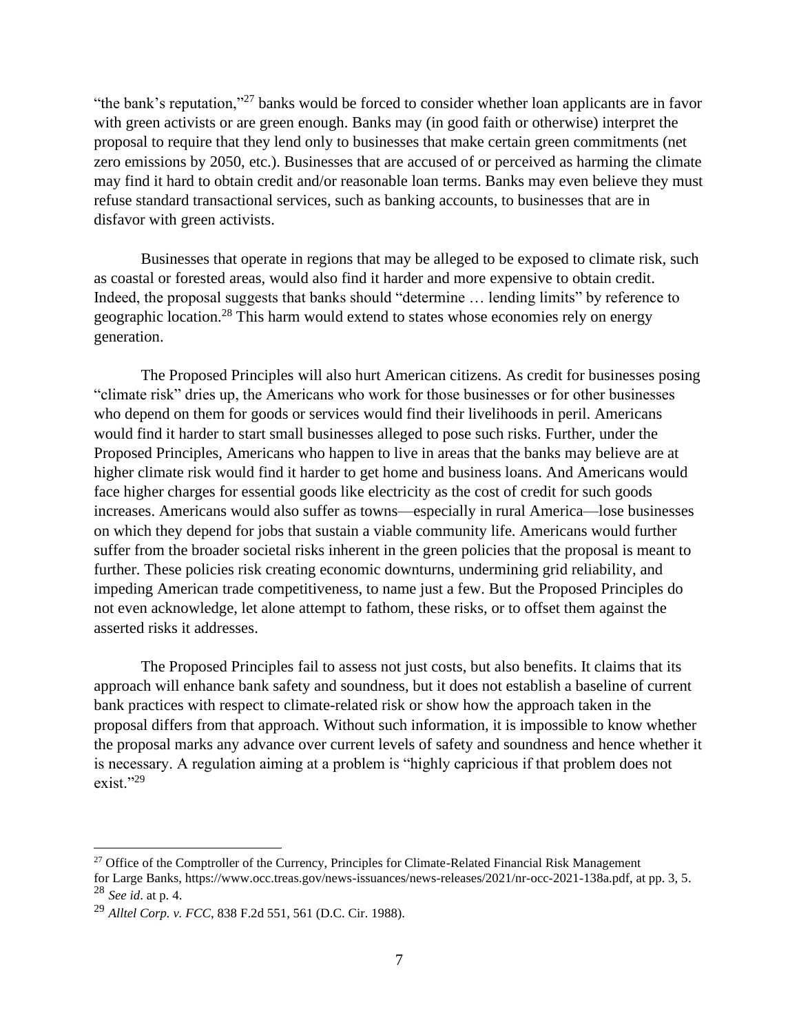"the bank's reputation,"[27] banks would be forced to consider whether loan applicants are in favor with green activists or are green enough. Banks may (in good faith or otherwise) interpret the proposal to require that they lend only to businesses that make certain green commitments (net zero emissions by 2050, etc.). Businesses that are accused of or perceived as harming the climate may find it hard to obtain credit and/or reasonable loan terms. Banks may even believe they must refuse standard transactional services, such as banking accounts, to businesses that are in disfavor with green activists.

Businesses that operate in regions that may be alleged to be exposed to climate risk, such as coastal or forested areas, would also find it harder and more expensive to obtain credit. Indeed, the proposal suggests that banks should "determine … lending limits" by reference to geographic location.[28] This harm would extend to states whose economies rely on energy generation.

The Proposed Principles will also hurt American citizens. As credit for businesses posing "climate risk" dries up, the Americans who work for those businesses or for other businesses who depend on them for goods or services would find their livelihoods in peril. Americans would find it harder to start small businesses alleged to pose such risks. Further, under the Proposed Principles, Americans who happen to live in areas that the banks may believe are at higher climate risk would find it harder to get home and business loans. And Americans would face higher charges for essential goods like electricity as the cost of credit for such goods increases. Americans would also suffer as towns—especially in rural America—lose businesses on which they depend for jobs that sustain a viable community life. Americans would further suffer from the broader societal risks inherent in the green policies that the proposal is meant to further. These policies risk creating economic downturns, undermining grid reliability, and impeding American trade competitiveness, to name just a few. But the Proposed Principles do not even acknowledge, let alone attempt to fathom, these risks, or to offset them against the asserted risks it addresses.

The Proposed Principles fail to assess not just costs, but also benefits. It claims that its approach will enhance bank safety and soundness, but it does not establish a baseline of current bank practices with respect to climate-related risk or show how the approach taken in the proposal differs from that approach. Without such information, it is impossible to know whether the proposal marks any advance over current levels of safety and soundness and hence whether it is necessary. A regulation aiming at a problem is "highly capricious if that problem does not exist."[29]

---

[27] Office of the Comptroller of the Currency, Principles for Climate-Related Financial Risk Management for Large Banks, https://www.occ.treas.gov/news-issuances/news-releases/2021/nr-occ-2021-138a.pdf, at pp. 3, 5.

[28] *See id*. at p. 4.

[29] *Alltel Corp. v. FCC*, 838 F.2d 551, 561 (D.C. Cir. 1988).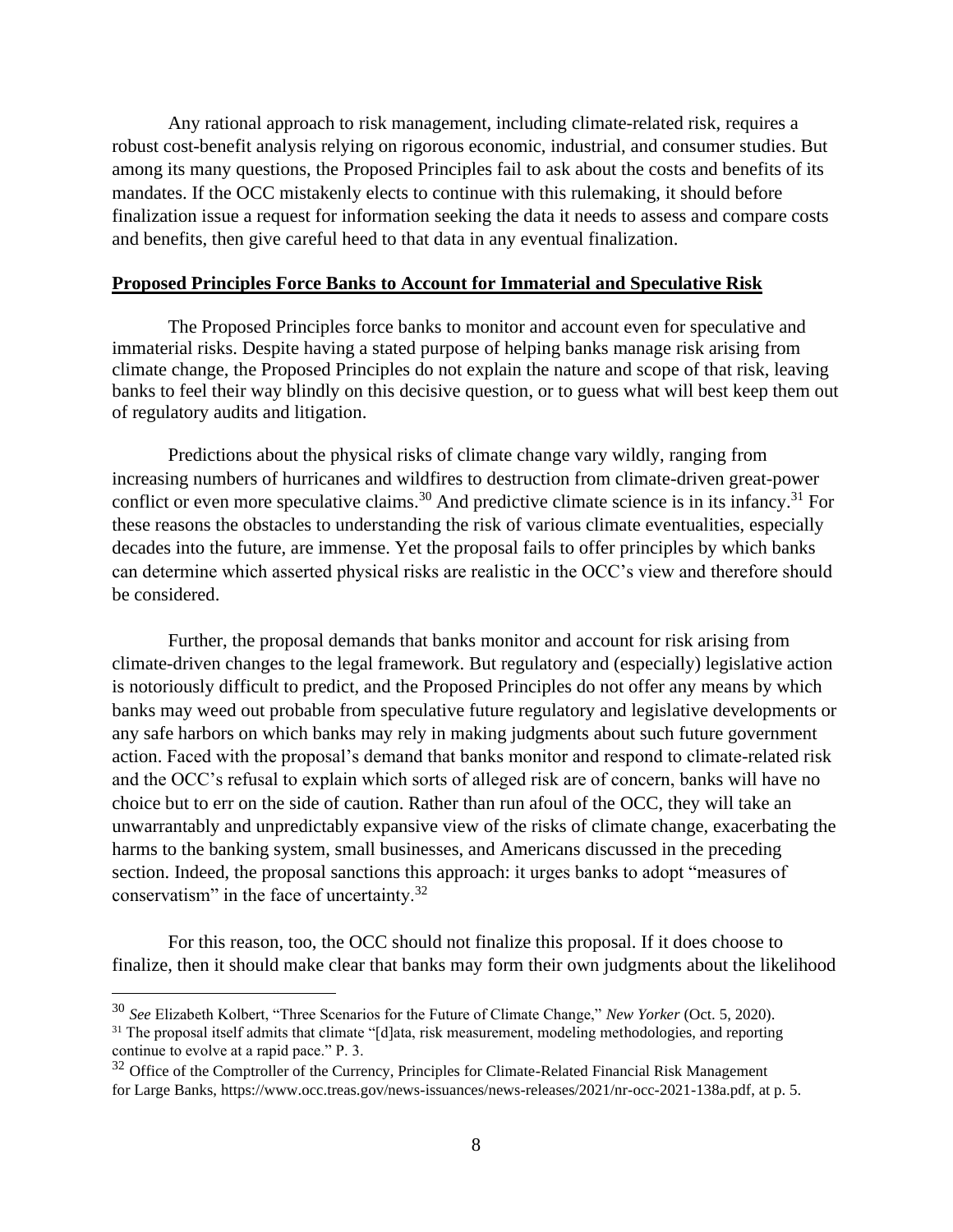Any rational approach to risk management, including climate-related risk, requires a robust cost-benefit analysis relying on rigorous economic, industrial, and consumer studies. But among its many questions, the Proposed Principles fail to ask about the costs and benefits of its mandates. If the OCC mistakenly elects to continue with this rulemaking, it should before finalization issue a request for information seeking the data it needs to assess and compare costs and benefits, then give careful heed to that data in any eventual finalization.

## **Proposed Principles Force Banks to Account for Immaterial and Speculative Risk**

The Proposed Principles force banks to monitor and account even for speculative and immaterial risks. Despite having a stated purpose of helping banks manage risk arising from climate change, the Proposed Principles do not explain the nature and scope of that risk, leaving banks to feel their way blindly on this decisive question, or to guess what will best keep them out of regulatory audits and litigation.

Predictions about the physical risks of climate change vary wildly, ranging from increasing numbers of hurricanes and wildfires to destruction from climate-driven great-power conflict or even more speculative claims.[30] And predictive climate science is in its infancy.[31] For these reasons the obstacles to understanding the risk of various climate eventualities, especially decades into the future, are immense. Yet the proposal fails to offer principles by which banks can determine which asserted physical risks are realistic in the OCC's view and therefore should be considered.

Further, the proposal demands that banks monitor and account for risk arising from climate-driven changes to the legal framework. But regulatory and (especially) legislative action is notoriously difficult to predict, and the Proposed Principles do not offer any means by which banks may weed out probable from speculative future regulatory and legislative developments or any safe harbors on which banks may rely in making judgments about such future government action. Faced with the proposal's demand that banks monitor and respond to climate-related risk and the OCC's refusal to explain which sorts of alleged risk are of concern, banks will have no choice but to err on the side of caution. Rather than run afoul of the OCC, they will take an unwarrantably and unpredictably expansive view of the risks of climate change, exacerbating the harms to the banking system, small businesses, and Americans discussed in the preceding section. Indeed, the proposal sanctions this approach: it urges banks to adopt "measures of conservatism" in the face of uncertainty.[32]

For this reason, too, the OCC should not finalize this proposal. If it does choose to finalize, then it should make clear that banks may form their own judgments about the likelihood

---

[30] *See* Elizabeth Kolbert, "Three Scenarios for the Future of Climate Change," *New Yorker* (Oct. 5, 2020).

[31] The proposal itself admits that climate "[d]ata, risk measurement, modeling methodologies, and reporting continue to evolve at a rapid pace." P. 3.

[32] Office of the Comptroller of the Currency, Principles for Climate-Related Financial Risk Management for Large Banks, https://www.occ.treas.gov/news-issuances/news-releases/2021/nr-occ-2021-138a.pdf, at p. 5.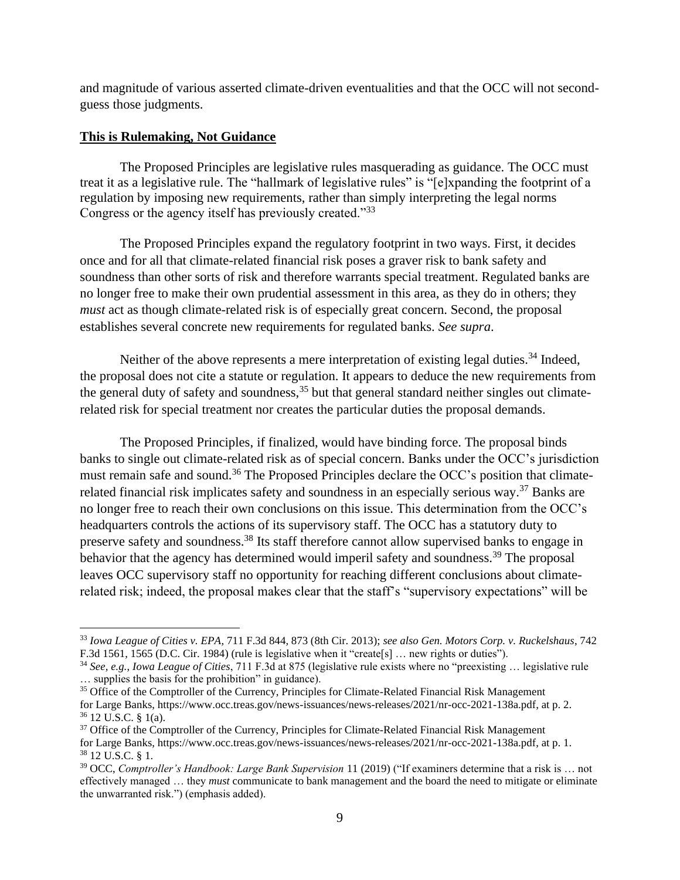and magnitude of various asserted climate-driven eventualities and that the OCC will not second-guess those judgments.

**This is Rulemaking, Not Guidance**

The Proposed Principles are legislative rules masquerading as guidance. The OCC must treat it as a legislative rule. The "hallmark of legislative rules" is "[e]xpanding the footprint of a regulation by imposing new requirements, rather than simply interpreting the legal norms Congress or the agency itself has previously created."[33]

The Proposed Principles expand the regulatory footprint in two ways. First, it decides once and for all that climate-related financial risk poses a graver risk to bank safety and soundness than other sorts of risk and therefore warrants special treatment. Regulated banks are no longer free to make their own prudential assessment in this area, as they do in others; they *must* act as though climate-related risk is of especially great concern. Second, the proposal establishes several concrete new requirements for regulated banks. *See supra*.

Neither of the above represents a mere interpretation of existing legal duties.[34] Indeed, the proposal does not cite a statute or regulation. It appears to deduce the new requirements from the general duty of safety and soundness,[35] but that general standard neither singles out climate-related risk for special treatment nor creates the particular duties the proposal demands.

The Proposed Principles, if finalized, would have binding force. The proposal binds banks to single out climate-related risk as of special concern. Banks under the OCC's jurisdiction must remain safe and sound.[36] The Proposed Principles declare the OCC's position that climate-related financial risk implicates safety and soundness in an especially serious way.[37] Banks are no longer free to reach their own conclusions on this issue. This determination from the OCC's headquarters controls the actions of its supervisory staff. The OCC has a statutory duty to preserve safety and soundness.[38] Its staff therefore cannot allow supervised banks to engage in behavior that the agency has determined would imperil safety and soundness.[39] The proposal leaves OCC supervisory staff no opportunity for reaching different conclusions about climate-related risk; indeed, the proposal makes clear that the staff's "supervisory expectations" will be

---

[33] *Iowa League of Cities v. EPA*, 711 F.3d 844, 873 (8th Cir. 2013); *see also Gen. Motors Corp. v. Ruckelshaus*, 742 F.3d 1561, 1565 (D.C. Cir. 1984) (rule is legislative when it "create[s] … new rights or duties").

[34] *See, e.g.*, *Iowa League of Cities*, 711 F.3d at 875 (legislative rule exists where no "preexisting … legislative rule … supplies the basis for the prohibition" in guidance).

[35] Office of the Comptroller of the Currency, Principles for Climate-Related Financial Risk Management for Large Banks, https://www.occ.treas.gov/news-issuances/news-releases/2021/nr-occ-2021-138a.pdf, at p. 2.

[36] 12 U.S.C. § 1(a).

[37] Office of the Comptroller of the Currency, Principles for Climate-Related Financial Risk Management for Large Banks, https://www.occ.treas.gov/news-issuances/news-releases/2021/nr-occ-2021-138a.pdf, at p. 1.

[38] 12 U.S.C. § 1.

[39] OCC, *Comptroller's Handbook: Large Bank Supervision* 11 (2019) ("If examiners determine that a risk is … not effectively managed … they *must* communicate to bank management and the board the need to mitigate or eliminate the unwarranted risk.") (emphasis added).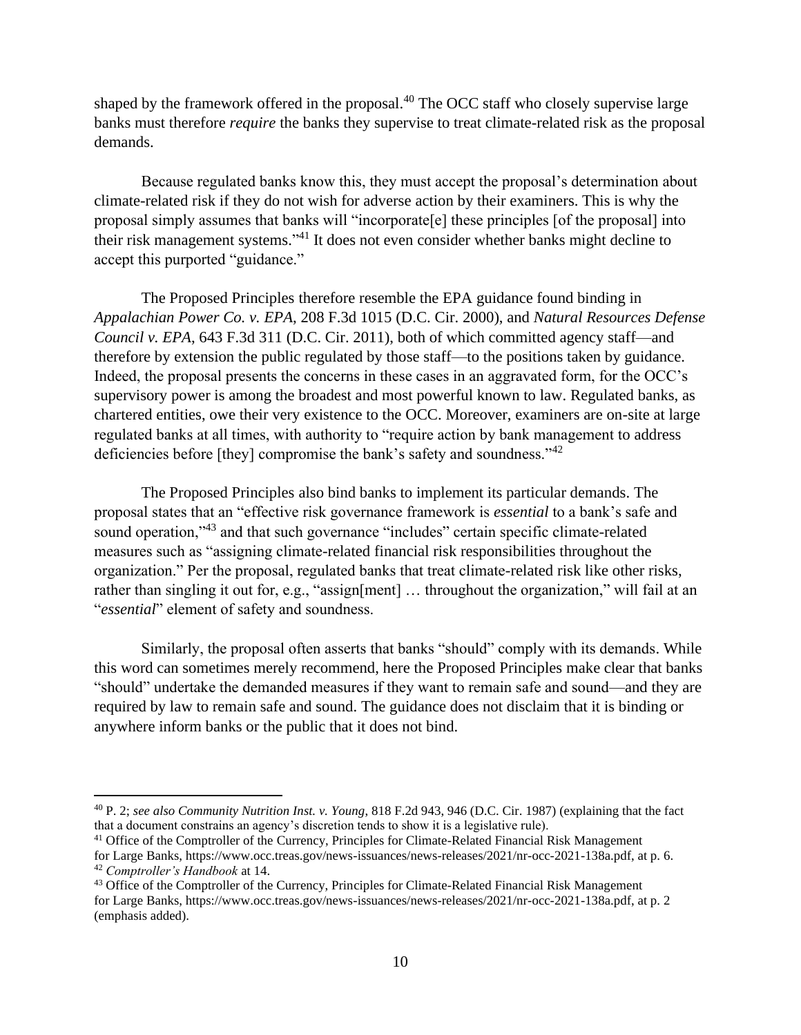shaped by the framework offered in the proposal.[40] The OCC staff who closely supervise large banks must therefore *require* the banks they supervise to treat climate-related risk as the proposal demands.

Because regulated banks know this, they must accept the proposal's determination about climate-related risk if they do not wish for adverse action by their examiners. This is why the proposal simply assumes that banks will "incorporate[e] these principles [of the proposal] into their risk management systems."[41] It does not even consider whether banks might decline to accept this purported "guidance."

The Proposed Principles therefore resemble the EPA guidance found binding in *Appalachian Power Co. v. EPA*, 208 F.3d 1015 (D.C. Cir. 2000), and *Natural Resources Defense Council v. EPA*, 643 F.3d 311 (D.C. Cir. 2011), both of which committed agency staff—and therefore by extension the public regulated by those staff—to the positions taken by guidance. Indeed, the proposal presents the concerns in these cases in an aggravated form, for the OCC's supervisory power is among the broadest and most powerful known to law. Regulated banks, as chartered entities, owe their very existence to the OCC. Moreover, examiners are on-site at large regulated banks at all times, with authority to "require action by bank management to address deficiencies before [they] compromise the bank's safety and soundness."[42]

The Proposed Principles also bind banks to implement its particular demands. The proposal states that an "effective risk governance framework is *essential* to a bank's safe and sound operation,"[43] and that such governance "includes" certain specific climate-related measures such as "assigning climate-related financial risk responsibilities throughout the organization." Per the proposal, regulated banks that treat climate-related risk like other risks, rather than singling it out for, e.g., "assign[ment] … throughout the organization," will fail at an "*essential*" element of safety and soundness.

Similarly, the proposal often asserts that banks "should" comply with its demands. While this word can sometimes merely recommend, here the Proposed Principles make clear that banks "should" undertake the demanded measures if they want to remain safe and sound—and they are required by law to remain safe and sound. The guidance does not disclaim that it is binding or anywhere inform banks or the public that it does not bind.

---

[40] P. 2; *see also Community Nutrition Inst. v. Young*, 818 F.2d 943, 946 (D.C. Cir. 1987) (explaining that the fact that a document constrains an agency's discretion tends to show it is a legislative rule).

[41] Office of the Comptroller of the Currency, Principles for Climate-Related Financial Risk Management for Large Banks, https://www.occ.treas.gov/news-issuances/news-releases/2021/nr-occ-2021-138a.pdf, at p. 6.

[42] *Comptroller's Handbook* at 14.

[43] Office of the Comptroller of the Currency, Principles for Climate-Related Financial Risk Management for Large Banks, https://www.occ.treas.gov/news-issuances/news-releases/2021/nr-occ-2021-138a.pdf, at p. 2 (emphasis added).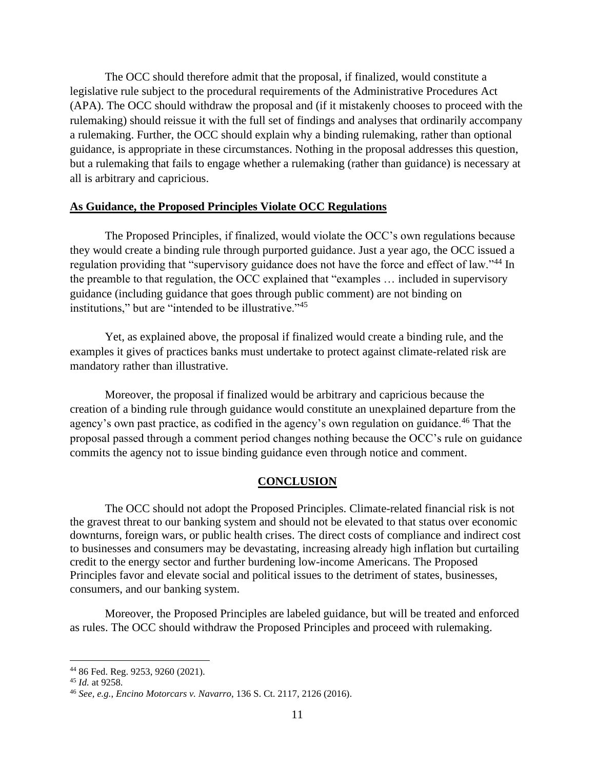The OCC should therefore admit that the proposal, if finalized, would constitute a legislative rule subject to the procedural requirements of the Administrative Procedures Act (APA). The OCC should withdraw the proposal and (if it mistakenly chooses to proceed with the rulemaking) should reissue it with the full set of findings and analyses that ordinarily accompany a rulemaking. Further, the OCC should explain why a binding rulemaking, rather than optional guidance, is appropriate in these circumstances. Nothing in the proposal addresses this question, but a rulemaking that fails to engage whether a rulemaking (rather than guidance) is necessary at all is arbitrary and capricious.

**As Guidance, the Proposed Principles Violate OCC Regulations**

The Proposed Principles, if finalized, would violate the OCC's own regulations because they would create a binding rule through purported guidance. Just a year ago, the OCC issued a regulation providing that "supervisory guidance does not have the force and effect of law."[44] In the preamble to that regulation, the OCC explained that "examples … included in supervisory guidance (including guidance that goes through public comment) are not binding on institutions," but are "intended to be illustrative."[45]

Yet, as explained above, the proposal if finalized would create a binding rule, and the examples it gives of practices banks must undertake to protect against climate-related risk are mandatory rather than illustrative.

Moreover, the proposal if finalized would be arbitrary and capricious because the creation of a binding rule through guidance would constitute an unexplained departure from the agency's own past practice, as codified in the agency's own regulation on guidance.[46] That the proposal passed through a comment period changes nothing because the OCC's rule on guidance commits the agency not to issue binding guidance even through notice and comment.

## CONCLUSION

The OCC should not adopt the Proposed Principles. Climate-related financial risk is not the gravest threat to our banking system and should not be elevated to that status over economic downturns, foreign wars, or public health crises. The direct costs of compliance and indirect cost to businesses and consumers may be devastating, increasing already high inflation but curtailing credit to the energy sector and further burdening low-income Americans. The Proposed Principles favor and elevate social and political issues to the detriment of states, businesses, consumers, and our banking system.

Moreover, the Proposed Principles are labeled guidance, but will be treated and enforced as rules. The OCC should withdraw the Proposed Principles and proceed with rulemaking.

---

[44] 86 Fed. Reg. 9253, 9260 (2021).

[45] *Id.* at 9258.

[46] *See, e.g.*, *Encino Motorcars v. Navarro*, 136 S. Ct. 2117, 2126 (2016).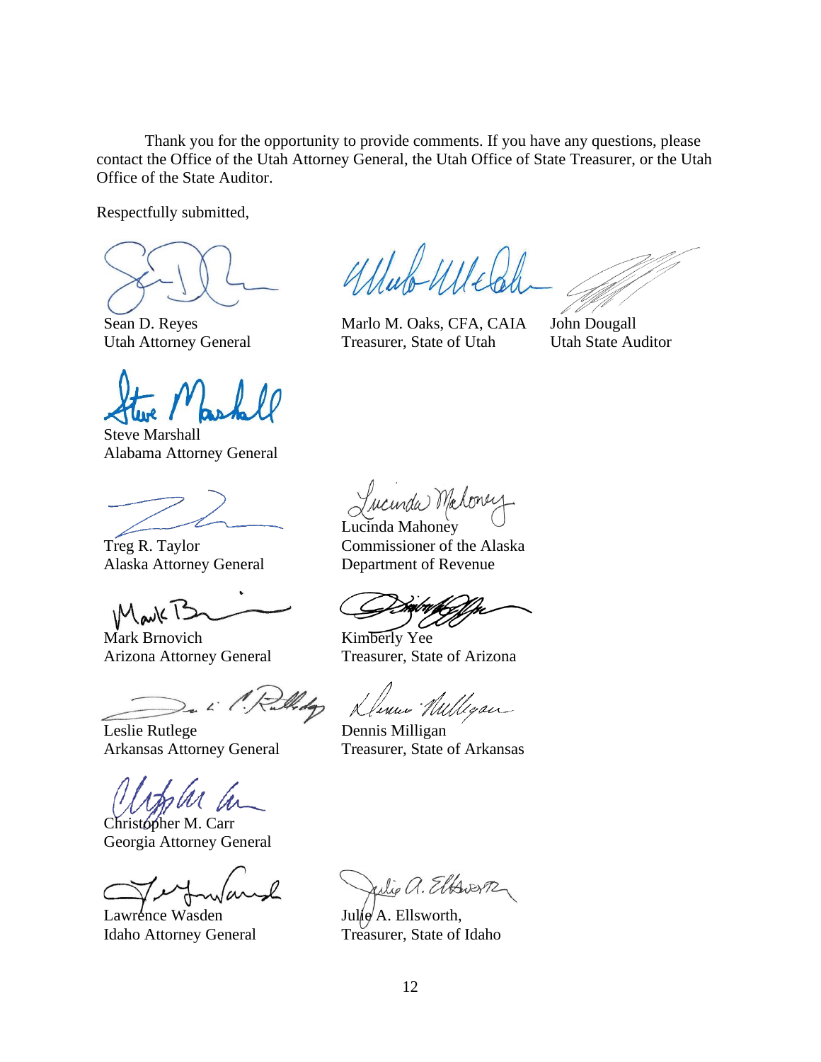Thank you for the opportunity to provide comments. If you have any questions, please contact the Office of the Utah Attorney General, the Utah Office of State Treasurer, or the Utah Office of the State Auditor.

Respectfully submitted,

Sean D. Reyes
Utah Attorney General

Marlo M. Oaks, CFA, CAIA
Treasurer, State of Utah

John Dougall
Utah State Auditor

Steve Marshall
Alabama Attorney General

Treg R. Taylor
Alaska Attorney General

Lucinda Mahoney
Commissioner of the Alaska Department of Revenue

Mark Brnovich
Arizona Attorney General

Kimberly Yee
Treasurer, State of Arizona

Leslie Rutlege
Arkansas Attorney General

Dennis Milligan
Treasurer, State of Arkansas

Christopher M. Carr
Georgia Attorney General

Lawrence Wasden
Idaho Attorney General

Julie A. Ellsworth,
Treasurer, State of Idaho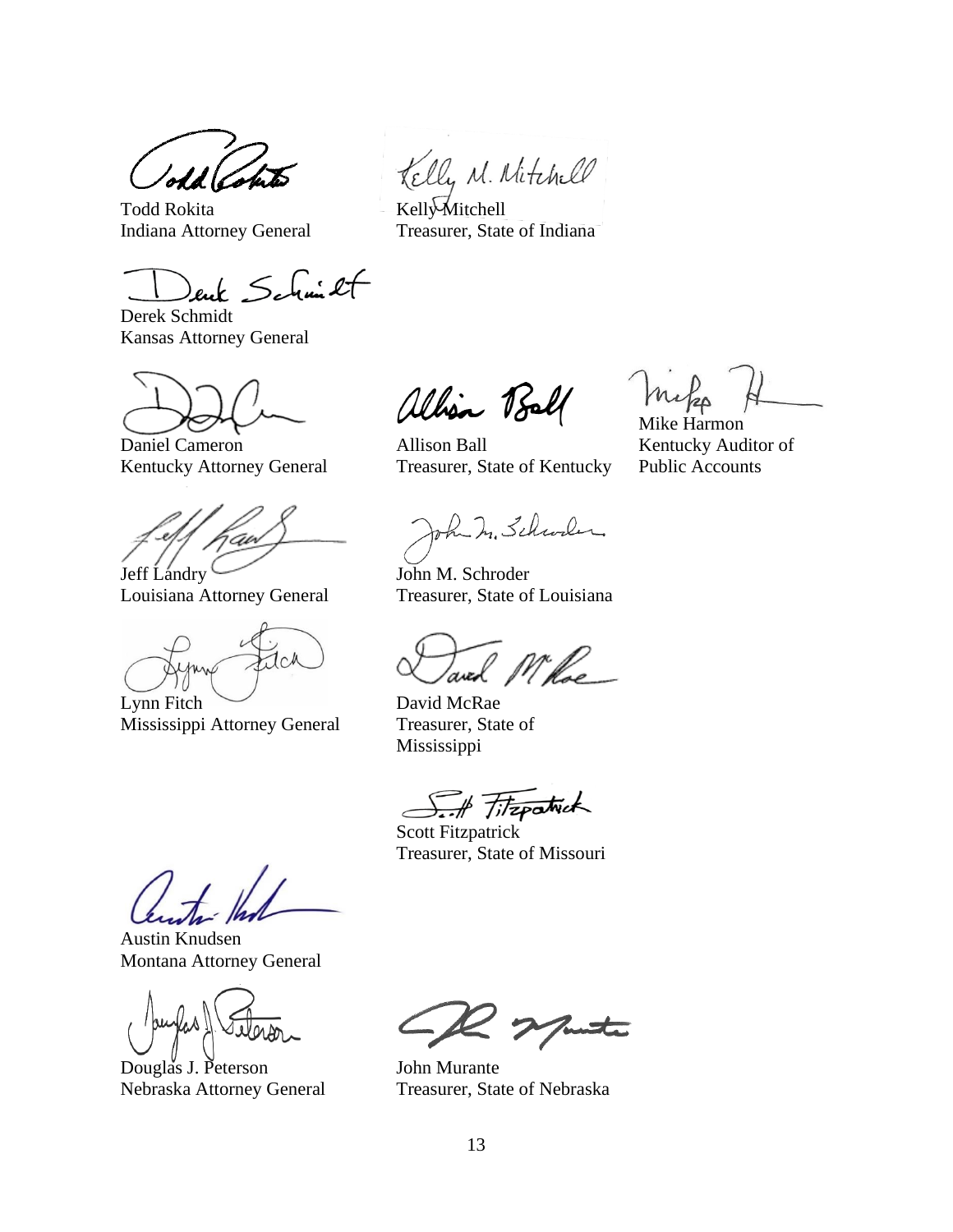Todd Rokita
Indiana Attorney General

Kelly Mitchell
Treasurer, State of Indiana

Derek Schmidt
Kansas Attorney General

Daniel Cameron
Kentucky Attorney General

Allison Ball
Treasurer, State of Kentucky

Mike Harmon
Kentucky Auditor of Public Accounts

Jeff Landry
Louisiana Attorney General

John M. Schroder
Treasurer, State of Louisiana

Lynn Fitch
Mississippi Attorney General

David McRae
Treasurer, State of Mississippi

Scott Fitzpatrick
Treasurer, State of Missouri

Austin Knudsen
Montana Attorney General

Douglas J. Peterson
Nebraska Attorney General

John Murante
Treasurer, State of Nebraska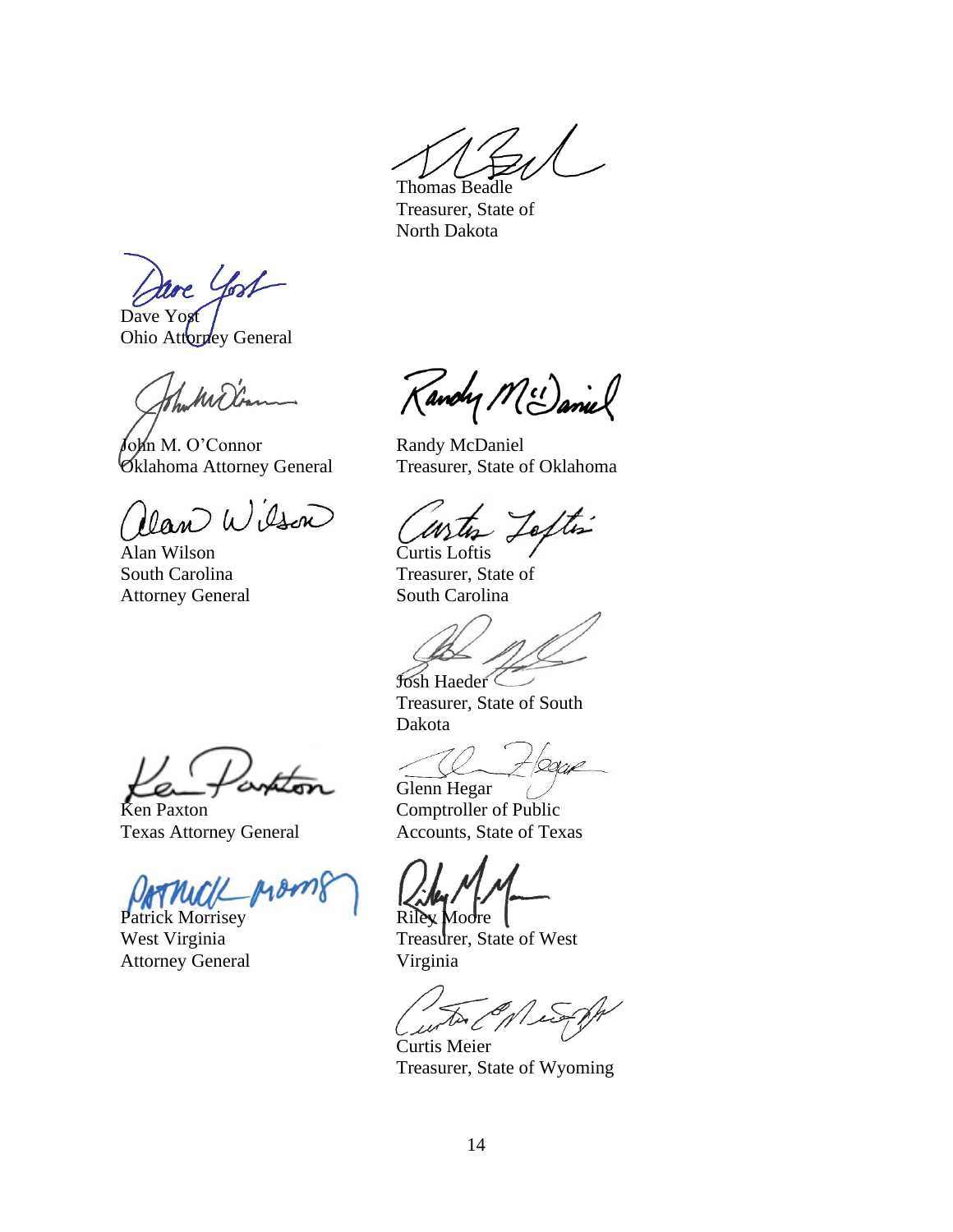Thomas Beadle
Treasurer, State of
North Dakota

Dave Yost
Ohio Attorney General

John M. O'Connor
Oklahoma Attorney General

Randy McDaniel
Treasurer, State of Oklahoma

Alan Wilson
South Carolina
Attorney General

Curtis Loftis
Treasurer, State of
South Carolina

Josh Haeder
Treasurer, State of South
Dakota

Ken Paxton
Texas Attorney General

Glenn Hegar
Comptroller of Public
Accounts, State of Texas

Patrick Morrisey
West Virginia
Attorney General

Riley Moore
Treasurer, State of West
Virginia

Curtis Meier
Treasurer, State of Wyoming